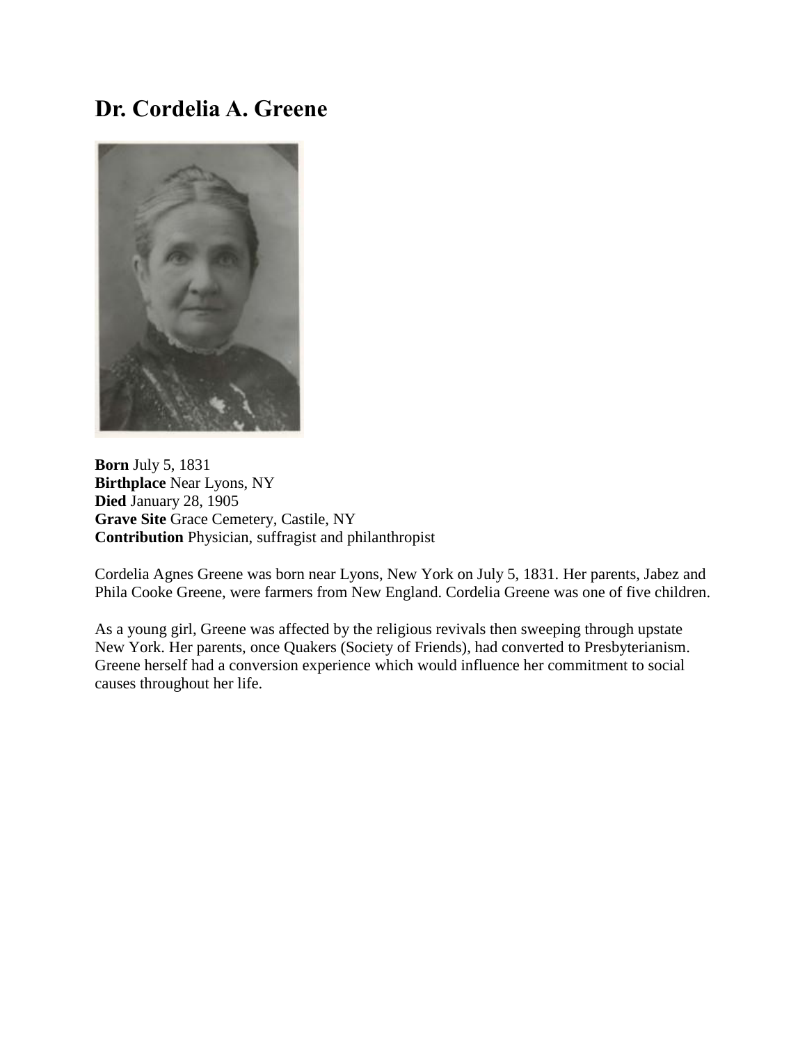# Dr. Cordelia A. Greene

**Born** July 5, 1831
**Birthplace** Near Lyons, NY
**Died** January 28, 1905
**Grave Site** Grace Cemetery, Castile, NY
**Contribution** Physician, suffragist and philanthropist

Cordelia Agnes Greene was born near Lyons, New York on July 5, 1831. Her parents, Jabez and Phila Cooke Greene, were farmers from New England. Cordelia Greene was one of five children.

As a young girl, Greene was affected by the religious revivals then sweeping through upstate New York. Her parents, once Quakers (Society of Friends), had converted to Presbyterianism. Greene herself had a conversion experience which would influence her commitment to social causes throughout her life.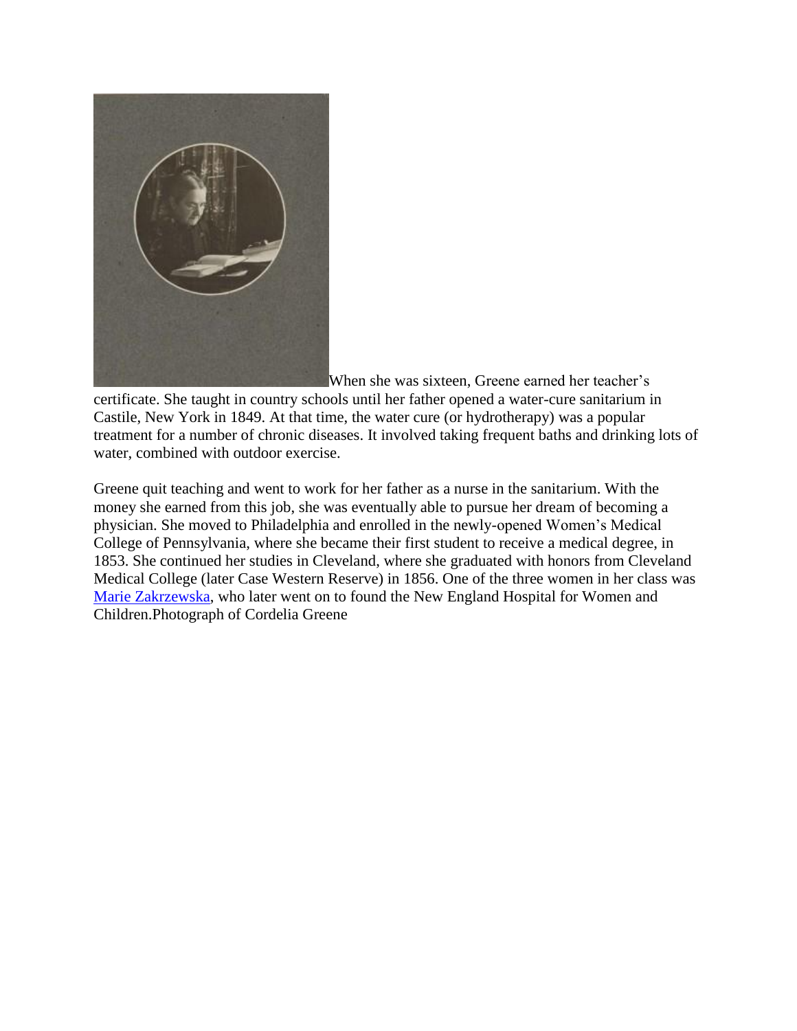When she was sixteen, Greene earned her teacher's certificate. She taught in country schools until her father opened a water-cure sanitarium in Castile, New York in 1849. At that time, the water cure (or hydrotherapy) was a popular treatment for a number of chronic diseases. It involved taking frequent baths and drinking lots of water, combined with outdoor exercise.

Greene quit teaching and went to work for her father as a nurse in the sanitarium. With the money she earned from this job, she was eventually able to pursue her dream of becoming a physician. She moved to Philadelphia and enrolled in the newly-opened Women's Medical College of Pennsylvania, where she became their first student to receive a medical degree, in 1853. She continued her studies in Cleveland, where she graduated with honors from Cleveland Medical College (later Case Western Reserve) in 1856. One of the three women in her class was Marie Zakrzewska, who later went on to found the New England Hospital for Women and Children.

Photograph of Cordelia Greene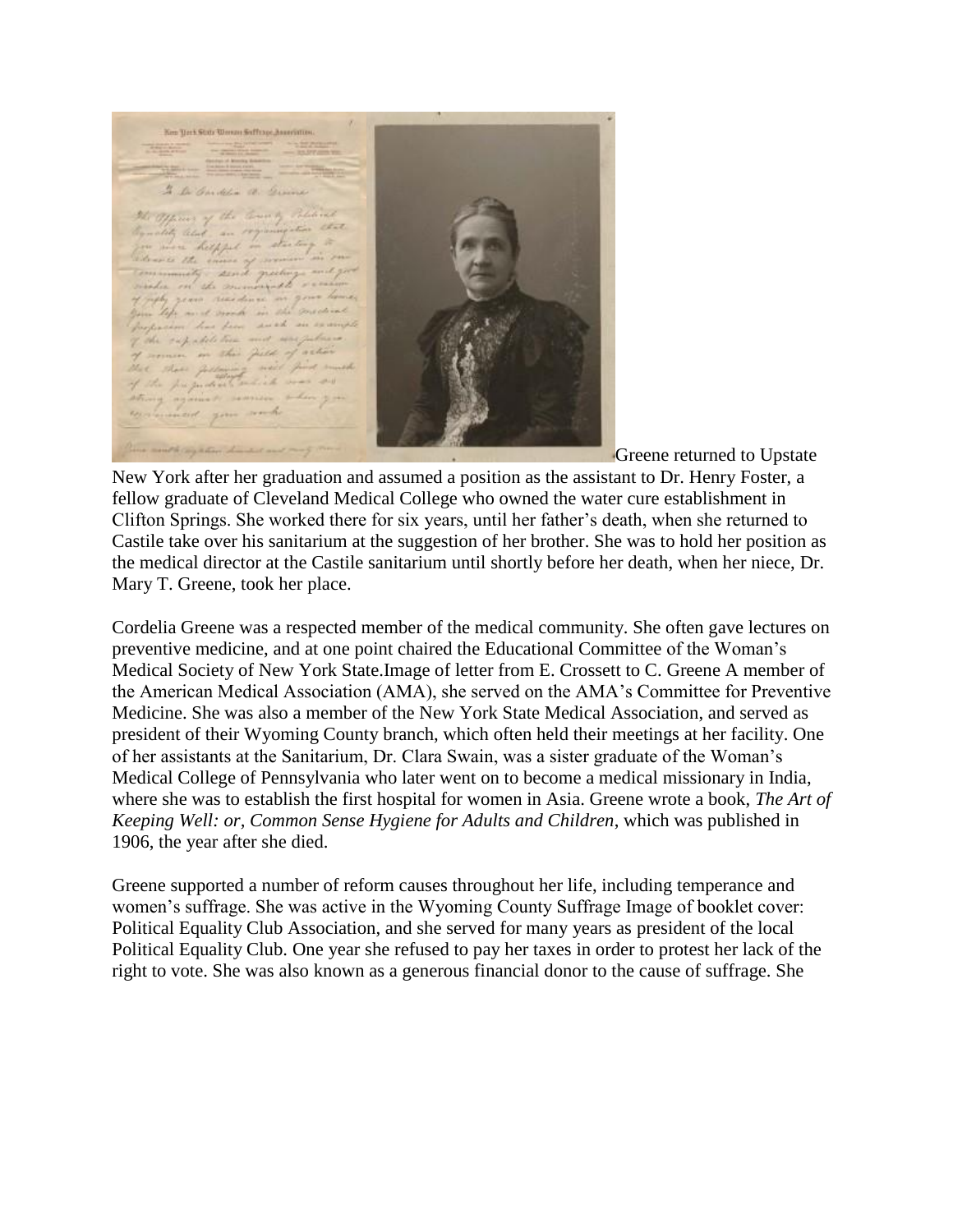Greene returned to Upstate New York after her graduation and assumed a position as the assistant to Dr. Henry Foster, a fellow graduate of Cleveland Medical College who owned the water cure establishment in Clifton Springs. She worked there for six years, until her father's death, when she returned to Castile take over his sanitarium at the suggestion of her brother. She was to hold her position as the medical director at the Castile sanitarium until shortly before her death, when her niece, Dr. Mary T. Greene, took her place.

Cordelia Greene was a respected member of the medical community. She often gave lectures on preventive medicine, and at one point chaired the Educational Committee of the Woman's Medical Society of New York State.Image of letter from E. Crossett to C. Greene A member of the American Medical Association (AMA), she served on the AMA's Committee for Preventive Medicine. She was also a member of the New York State Medical Association, and served as president of their Wyoming County branch, which often held their meetings at her facility. One of her assistants at the Sanitarium, Dr. Clara Swain, was a sister graduate of the Woman's Medical College of Pennsylvania who later went on to become a medical missionary in India, where she was to establish the first hospital for women in Asia. Greene wrote a book, *The Art of Keeping Well: or, Common Sense Hygiene for Adults and Children*, which was published in 1906, the year after she died.

Greene supported a number of reform causes throughout her life, including temperance and women's suffrage. She was active in the Wyoming County Suffrage Image of booklet cover: Political Equality Club Association, and she served for many years as president of the local Political Equality Club. One year she refused to pay her taxes in order to protest her lack of the right to vote. She was also known as a generous financial donor to the cause of suffrage. She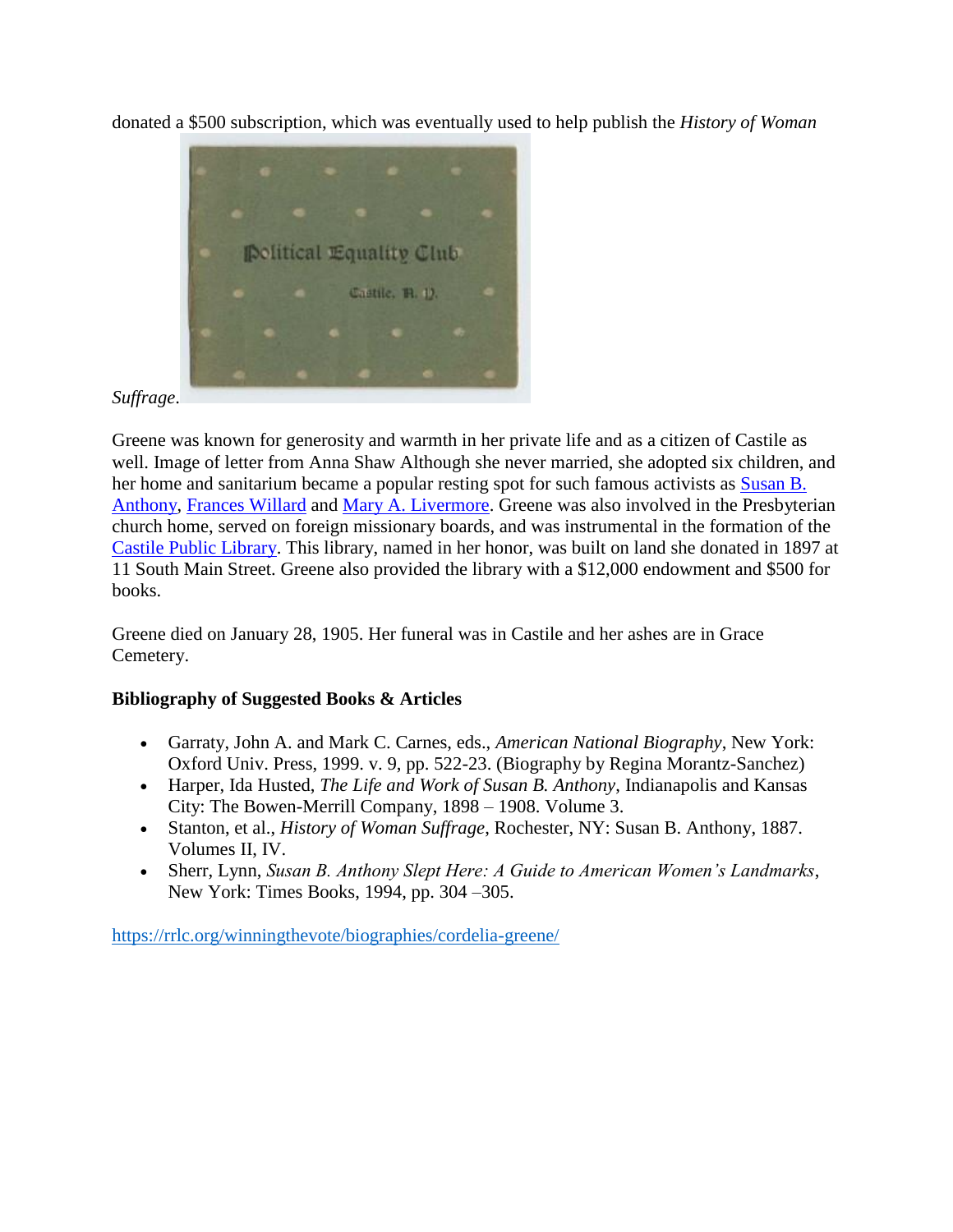donated a $500 subscription, which was eventually used to help publish the *History of Woman Suffrage*.

Greene was known for generosity and warmth in her private life and as a citizen of Castile as well. Image of letter from Anna Shaw Although she never married, she adopted six children, and her home and sanitarium became a popular resting spot for such famous activists as [Susan B. Anthony](), [Frances Willard]() and [Mary A. Livermore](). Greene was also involved in the Presbyterian church home, served on foreign missionary boards, and was instrumental in the formation of the [Castile Public Library](). This library, named in her honor, was built on land she donated in 1897 at 11 South Main Street. Greene also provided the library with a $12,000 endowment and $500 for books.

Greene died on January 28, 1905. Her funeral was in Castile and her ashes are in Grace Cemetery.

**Bibliography of Suggested Books & Articles**

- Garraty, John A. and Mark C. Carnes, eds., *American National Biography*, New York: Oxford Univ. Press, 1999. v. 9, pp. 522-23. (Biography by Regina Morantz-Sanchez)
- Harper, Ida Husted, *The Life and Work of Susan B. Anthony*, Indianapolis and Kansas City: The Bowen-Merrill Company, 1898 – 1908. Volume 3.
- Stanton, et al., *History of Woman Suffrage*, Rochester, NY: Susan B. Anthony, 1887. Volumes II, IV.
- Sherr, Lynn, *Susan B. Anthony Slept Here: A Guide to American Women's Landmarks*, New York: Times Books, 1994, pp. 304 –305.

https://rrlc.org/winningthevote/biographies/cordelia-greene/